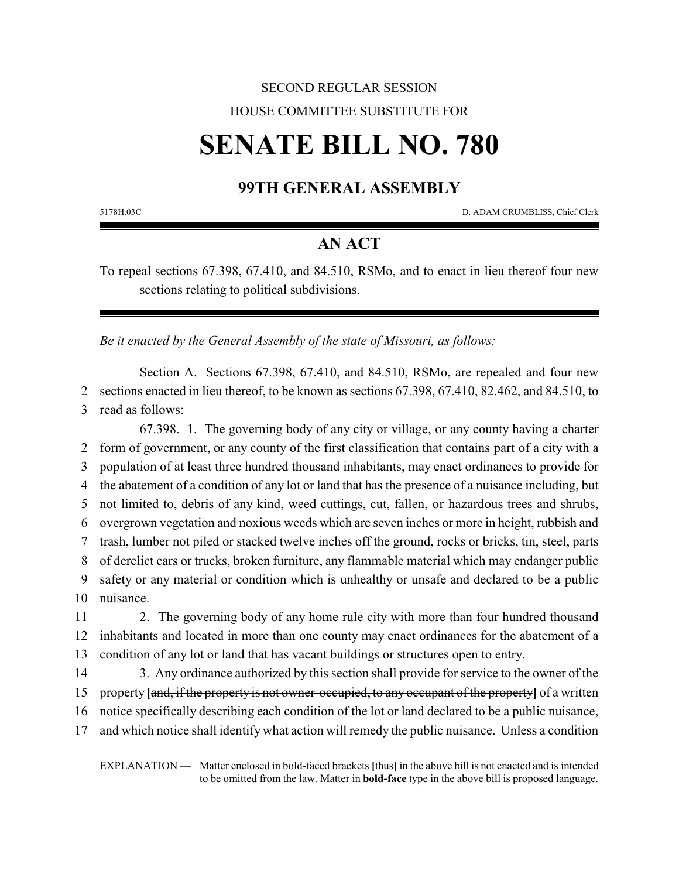SECOND REGULAR SESSION

HOUSE COMMITTEE SUBSTITUTE FOR

# SENATE BILL NO. 780

## 99TH GENERAL ASSEMBLY

5178H.03C D. ADAM CRUMBLISS, Chief Clerk

## AN ACT

To repeal sections 67.398, 67.410, and 84.510, RSMo, and to enact in lieu thereof four new sections relating to political subdivisions.

*Be it enacted by the General Assembly of the state of Missouri, as follows:*

Section A. Sections 67.398, 67.410, and 84.510, RSMo, are repealed and four new sections enacted in lieu thereof, to be known as sections 67.398, 67.410, 82.462, and 84.510, to read as follows:

67.398. 1. The governing body of any city or village, or any county having a charter form of government, or any county of the first classification that contains part of a city with a population of at least three hundred thousand inhabitants, may enact ordinances to provide for the abatement of a condition of any lot or land that has the presence of a nuisance including, but not limited to, debris of any kind, weed cuttings, cut, fallen, or hazardous trees and shrubs, overgrown vegetation and noxious weeds which are seven inches or more in height, rubbish and trash, lumber not piled or stacked twelve inches off the ground, rocks or bricks, tin, steel, parts of derelict cars or trucks, broken furniture, any flammable material which may endanger public safety or any material or condition which is unhealthy or unsafe and declared to be a public nuisance.

2. The governing body of any home rule city with more than four hundred thousand inhabitants and located in more than one county may enact ordinances for the abatement of a condition of any lot or land that has vacant buildings or structures open to entry.

3. Any ordinance authorized by this section shall provide for service to the owner of the property **[**~~and, if the property is not owner-occupied, to any occupant of the property~~**]** of a written notice specifically describing each condition of the lot or land declared to be a public nuisance, and which notice shall identify what action will remedy the public nuisance. Unless a condition

EXPLANATION — Matter enclosed in bold-faced brackets **[**thus**]** in the above bill is not enacted and is intended to be omitted from the law. Matter in **bold-face** type in the above bill is proposed language.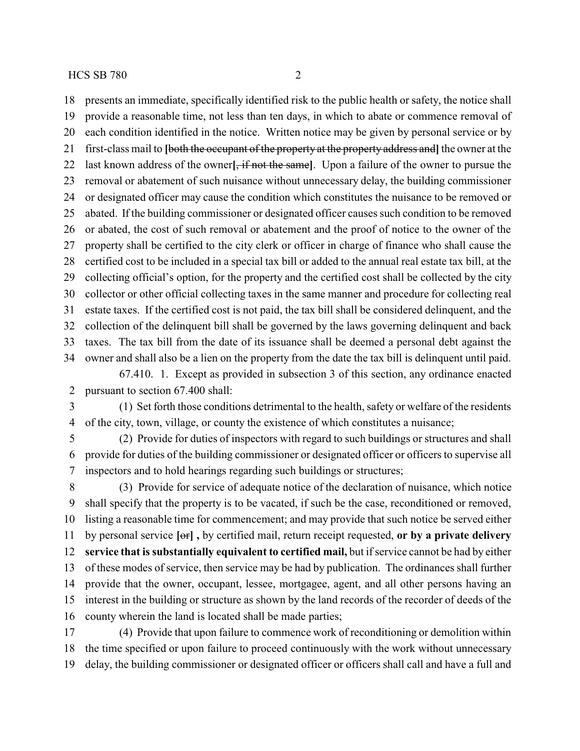presents an immediate, specifically identified risk to the public health or safety, the notice shall provide a reasonable time, not less than ten days, in which to abate or commence removal of each condition identified in the notice. Written notice may be given by personal service or by first-class mail to **[**~~both the occupant of the property at the property address and~~**]** the owner at the last known address of the owner**[**~~, if not the same~~**]**. Upon a failure of the owner to pursue the removal or abatement of such nuisance without unnecessary delay, the building commissioner or designated officer may cause the condition which constitutes the nuisance to be removed or abated. If the building commissioner or designated officer causes such condition to be removed or abated, the cost of such removal or abatement and the proof of notice to the owner of the property shall be certified to the city clerk or officer in charge of finance who shall cause the certified cost to be included in a special tax bill or added to the annual real estate tax bill, at the collecting official's option, for the property and the certified cost shall be collected by the city collector or other official collecting taxes in the same manner and procedure for collecting real estate taxes. If the certified cost is not paid, the tax bill shall be considered delinquent, and the collection of the delinquent bill shall be governed by the laws governing delinquent and back taxes. The tax bill from the date of its issuance shall be deemed a personal debt against the owner and shall also be a lien on the property from the date the tax bill is delinquent until paid.

67.410. 1. Except as provided in subsection 3 of this section, any ordinance enacted pursuant to section 67.400 shall:

(1) Set forth those conditions detrimental to the health, safety or welfare of the residents of the city, town, village, or county the existence of which constitutes a nuisance;

(2) Provide for duties of inspectors with regard to such buildings or structures and shall provide for duties of the building commissioner or designated officer or officers to supervise all inspectors and to hold hearings regarding such buildings or structures;

(3) Provide for service of adequate notice of the declaration of nuisance, which notice shall specify that the property is to be vacated, if such be the case, reconditioned or removed, listing a reasonable time for commencement; and may provide that such notice be served either by personal service **[**~~or~~**] ,** by certified mail, return receipt requested, **or by a private delivery service that is substantially equivalent to certified mail,** but if service cannot be had by either of these modes of service, then service may be had by publication. The ordinances shall further provide that the owner, occupant, lessee, mortgagee, agent, and all other persons having an interest in the building or structure as shown by the land records of the recorder of deeds of the county wherein the land is located shall be made parties;

(4) Provide that upon failure to commence work of reconditioning or demolition within the time specified or upon failure to proceed continuously with the work without unnecessary delay, the building commissioner or designated officer or officers shall call and have a full and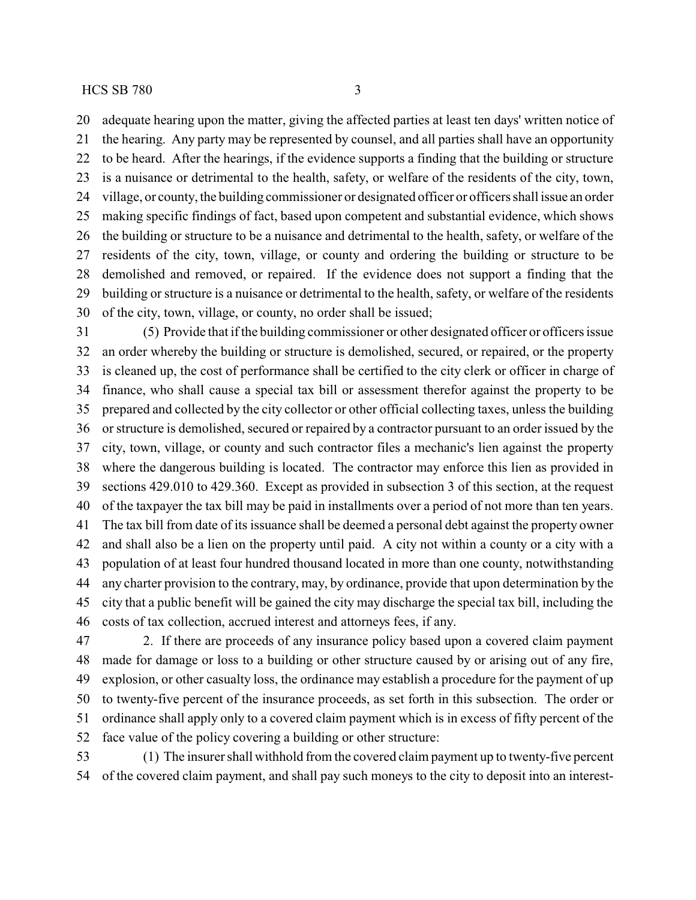adequate hearing upon the matter, giving the affected parties at least ten days' written notice of the hearing. Any party may be represented by counsel, and all parties shall have an opportunity to be heard. After the hearings, if the evidence supports a finding that the building or structure is a nuisance or detrimental to the health, safety, or welfare of the residents of the city, town, village, or county, the building commissioner or designated officer or officers shall issue an order making specific findings of fact, based upon competent and substantial evidence, which shows the building or structure to be a nuisance and detrimental to the health, safety, or welfare of the residents of the city, town, village, or county and ordering the building or structure to be demolished and removed, or repaired. If the evidence does not support a finding that the building or structure is a nuisance or detrimental to the health, safety, or welfare of the residents of the city, town, village, or county, no order shall be issued;

(5) Provide that if the building commissioner or other designated officer or officers issue an order whereby the building or structure is demolished, secured, or repaired, or the property is cleaned up, the cost of performance shall be certified to the city clerk or officer in charge of finance, who shall cause a special tax bill or assessment therefor against the property to be prepared and collected by the city collector or other official collecting taxes, unless the building or structure is demolished, secured or repaired by a contractor pursuant to an order issued by the city, town, village, or county and such contractor files a mechanic's lien against the property where the dangerous building is located. The contractor may enforce this lien as provided in sections 429.010 to 429.360. Except as provided in subsection 3 of this section, at the request of the taxpayer the tax bill may be paid in installments over a period of not more than ten years. The tax bill from date of its issuance shall be deemed a personal debt against the property owner and shall also be a lien on the property until paid. A city not within a county or a city with a population of at least four hundred thousand located in more than one county, notwithstanding any charter provision to the contrary, may, by ordinance, provide that upon determination by the city that a public benefit will be gained the city may discharge the special tax bill, including the costs of tax collection, accrued interest and attorneys fees, if any.

2. If there are proceeds of any insurance policy based upon a covered claim payment made for damage or loss to a building or other structure caused by or arising out of any fire, explosion, or other casualty loss, the ordinance may establish a procedure for the payment of up to twenty-five percent of the insurance proceeds, as set forth in this subsection. The order or ordinance shall apply only to a covered claim payment which is in excess of fifty percent of the face value of the policy covering a building or other structure:

(1) The insurer shall withhold from the covered claim payment up to twenty-five percent of the covered claim payment, and shall pay such moneys to the city to deposit into an interest-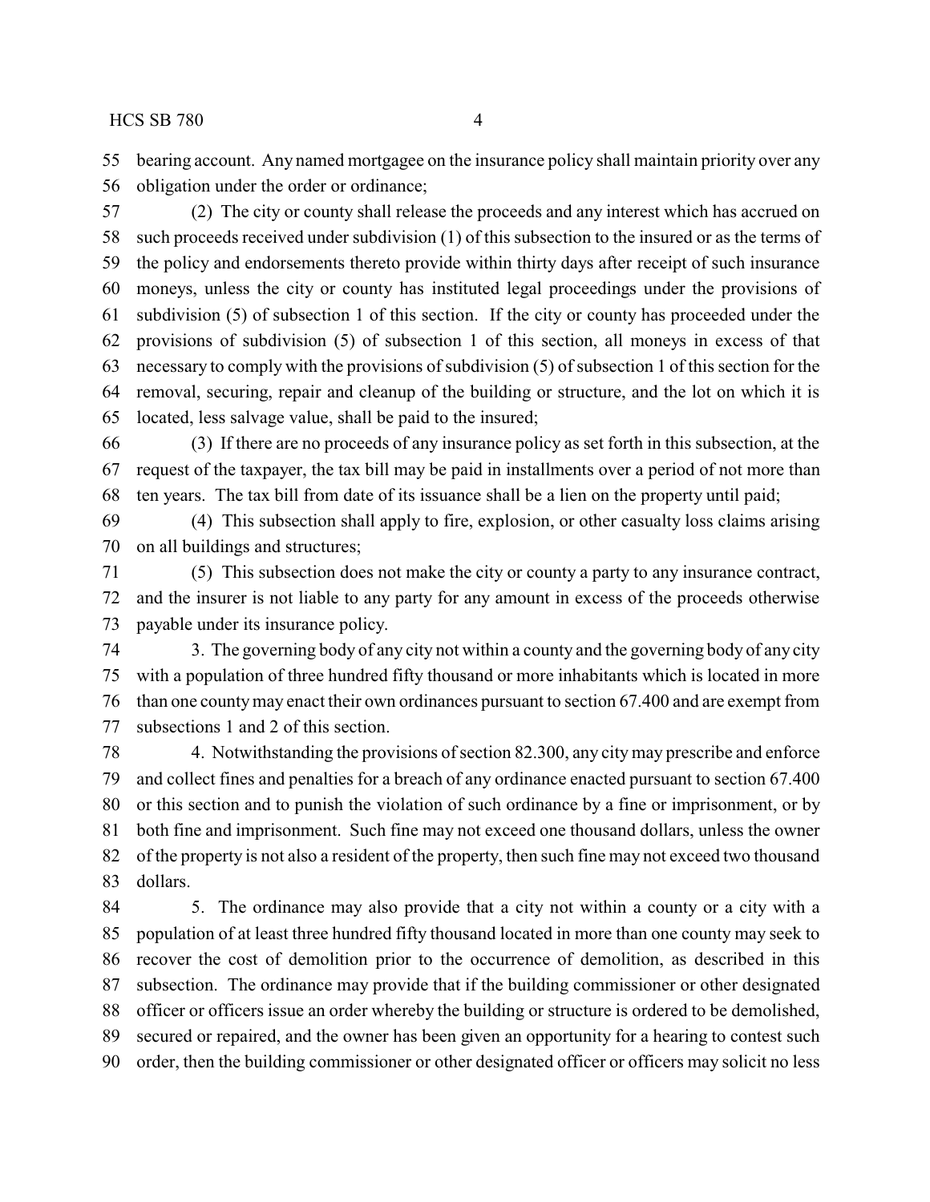bearing account. Any named mortgagee on the insurance policy shall maintain priority over any obligation under the order or ordinance;

(2) The city or county shall release the proceeds and any interest which has accrued on such proceeds received under subdivision (1) of this subsection to the insured or as the terms of the policy and endorsements thereto provide within thirty days after receipt of such insurance moneys, unless the city or county has instituted legal proceedings under the provisions of subdivision (5) of subsection 1 of this section. If the city or county has proceeded under the provisions of subdivision (5) of subsection 1 of this section, all moneys in excess of that necessary to comply with the provisions of subdivision (5) of subsection 1 of this section for the removal, securing, repair and cleanup of the building or structure, and the lot on which it is located, less salvage value, shall be paid to the insured;

(3) If there are no proceeds of any insurance policy as set forth in this subsection, at the request of the taxpayer, the tax bill may be paid in installments over a period of not more than ten years. The tax bill from date of its issuance shall be a lien on the property until paid;

(4) This subsection shall apply to fire, explosion, or other casualty loss claims arising on all buildings and structures;

(5) This subsection does not make the city or county a party to any insurance contract, and the insurer is not liable to any party for any amount in excess of the proceeds otherwise payable under its insurance policy.

3. The governing body of any city not within a county and the governing body of any city with a population of three hundred fifty thousand or more inhabitants which is located in more than one county may enact their own ordinances pursuant to section 67.400 and are exempt from subsections 1 and 2 of this section.

4. Notwithstanding the provisions of section 82.300, any city may prescribe and enforce and collect fines and penalties for a breach of any ordinance enacted pursuant to section 67.400 or this section and to punish the violation of such ordinance by a fine or imprisonment, or by both fine and imprisonment. Such fine may not exceed one thousand dollars, unless the owner of the property is not also a resident of the property, then such fine may not exceed two thousand dollars.

5. The ordinance may also provide that a city not within a county or a city with a population of at least three hundred fifty thousand located in more than one county may seek to recover the cost of demolition prior to the occurrence of demolition, as described in this subsection. The ordinance may provide that if the building commissioner or other designated officer or officers issue an order whereby the building or structure is ordered to be demolished, secured or repaired, and the owner has been given an opportunity for a hearing to contest such order, then the building commissioner or other designated officer or officers may solicit no less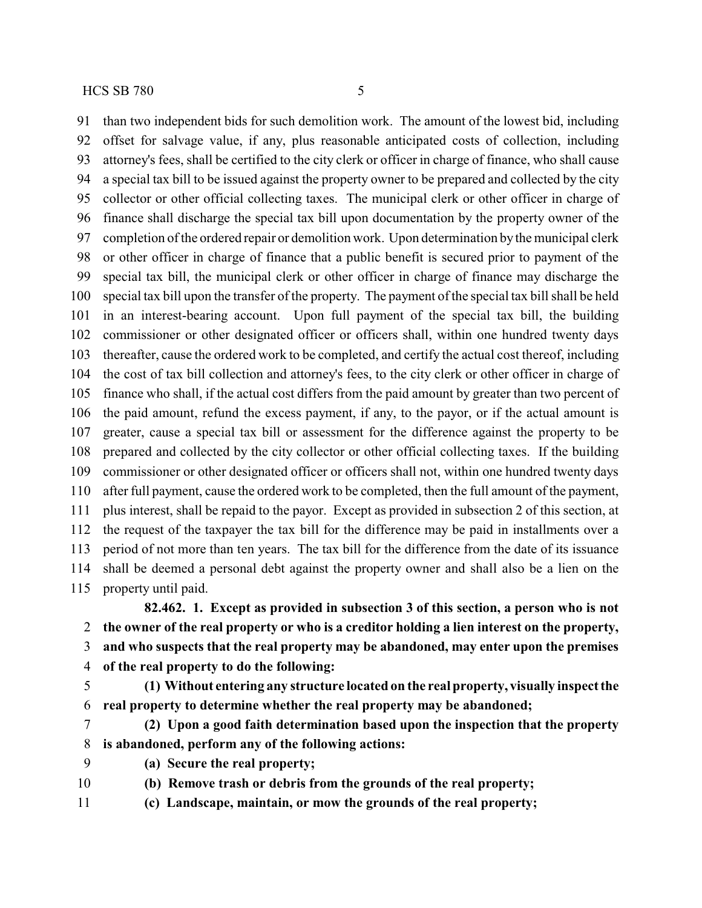than two independent bids for such demolition work. The amount of the lowest bid, including offset for salvage value, if any, plus reasonable anticipated costs of collection, including attorney's fees, shall be certified to the city clerk or officer in charge of finance, who shall cause a special tax bill to be issued against the property owner to be prepared and collected by the city collector or other official collecting taxes. The municipal clerk or other officer in charge of finance shall discharge the special tax bill upon documentation by the property owner of the completion of the ordered repair or demolition work. Upon determination by the municipal clerk or other officer in charge of finance that a public benefit is secured prior to payment of the special tax bill, the municipal clerk or other officer in charge of finance may discharge the special tax bill upon the transfer of the property. The payment of the special tax bill shall be held in an interest-bearing account. Upon full payment of the special tax bill, the building commissioner or other designated officer or officers shall, within one hundred twenty days thereafter, cause the ordered work to be completed, and certify the actual cost thereof, including the cost of tax bill collection and attorney's fees, to the city clerk or other officer in charge of finance who shall, if the actual cost differs from the paid amount by greater than two percent of the paid amount, refund the excess payment, if any, to the payor, or if the actual amount is greater, cause a special tax bill or assessment for the difference against the property to be prepared and collected by the city collector or other official collecting taxes. If the building commissioner or other designated officer or officers shall not, within one hundred twenty days after full payment, cause the ordered work to be completed, then the full amount of the payment, plus interest, shall be repaid to the payor. Except as provided in subsection 2 of this section, at the request of the taxpayer the tax bill for the difference may be paid in installments over a period of not more than ten years. The tax bill for the difference from the date of its issuance shall be deemed a personal debt against the property owner and shall also be a lien on the property until paid.

**82.462. 1. Except as provided in subsection 3 of this section, a person who is not the owner of the real property or who is a creditor holding a lien interest on the property, and who suspects that the real property may be abandoned, may enter upon the premises of the real property to do the following:**

**(1) Without entering any structure located on the real property, visually inspect the real property to determine whether the real property may be abandoned;**

**(2) Upon a good faith determination based upon the inspection that the property is abandoned, perform any of the following actions:**

**(a) Secure the real property;**

**(b) Remove trash or debris from the grounds of the real property;**

**(c) Landscape, maintain, or mow the grounds of the real property;**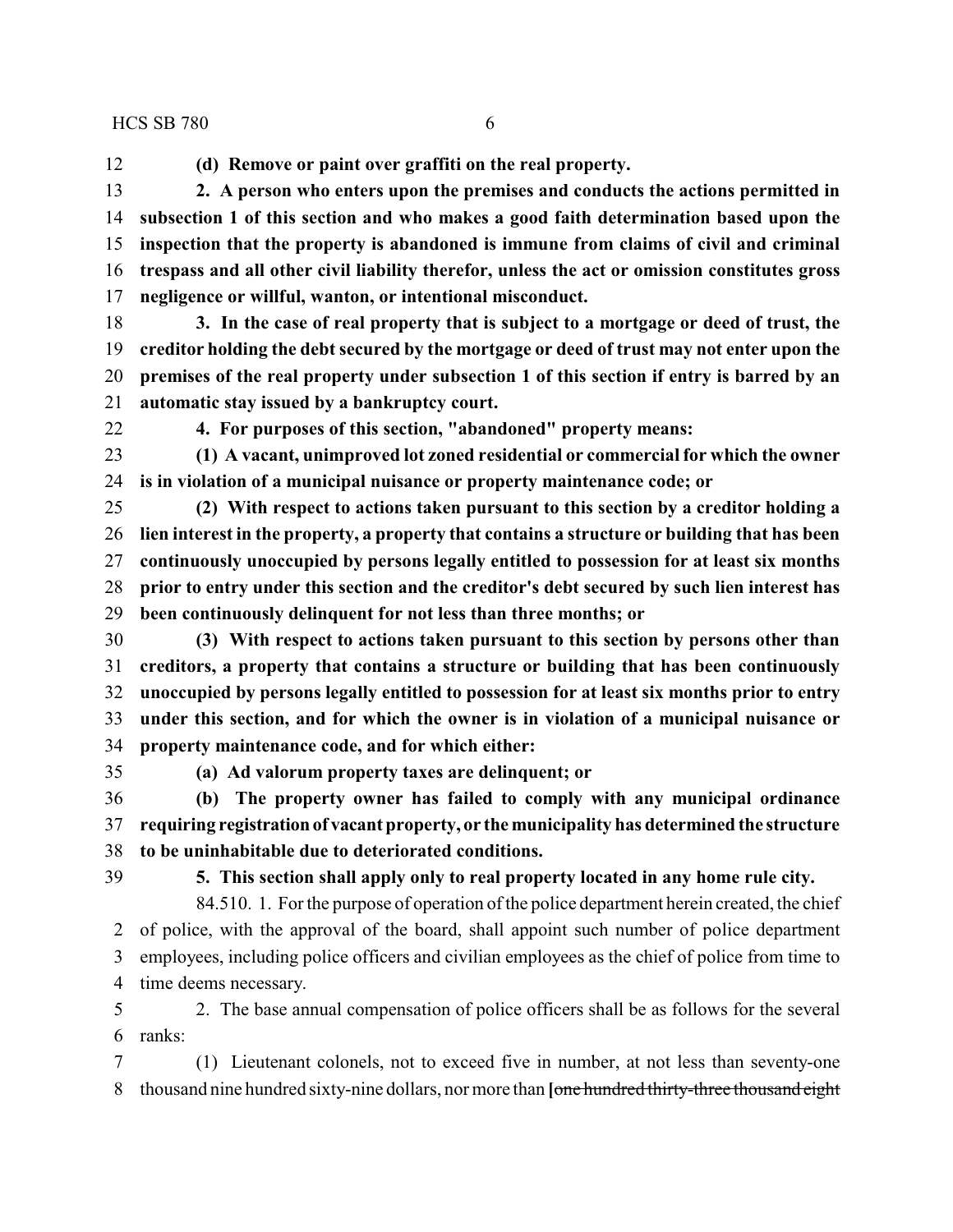**(d) Remove or paint over graffiti on the real property.**

**2. A person who enters upon the premises and conducts the actions permitted in subsection 1 of this section and who makes a good faith determination based upon the inspection that the property is abandoned is immune from claims of civil and criminal trespass and all other civil liability therefor, unless the act or omission constitutes gross negligence or willful, wanton, or intentional misconduct.**

**3. In the case of real property that is subject to a mortgage or deed of trust, the creditor holding the debt secured by the mortgage or deed of trust may not enter upon the premises of the real property under subsection 1 of this section if entry is barred by an automatic stay issued by a bankruptcy court.**

**4. For purposes of this section, "abandoned" property means:**

**(1) A vacant, unimproved lot zoned residential or commercial for which the owner is in violation of a municipal nuisance or property maintenance code; or**

**(2) With respect to actions taken pursuant to this section by a creditor holding a lien interest in the property, a property that contains a structure or building that has been continuously unoccupied by persons legally entitled to possession for at least six months prior to entry under this section and the creditor's debt secured by such lien interest has been continuously delinquent for not less than three months; or**

**(3) With respect to actions taken pursuant to this section by persons other than creditors, a property that contains a structure or building that has been continuously unoccupied by persons legally entitled to possession for at least six months prior to entry under this section, and for which the owner is in violation of a municipal nuisance or property maintenance code, and for which either:**

**(a) Ad valorum property taxes are delinquent; or**

**(b) The property owner has failed to comply with any municipal ordinance requiring registration of vacant property, or the municipality has determined the structure to be uninhabitable due to deteriorated conditions.**

**5. This section shall apply only to real property located in any home rule city.**

84.510. 1. For the purpose of operation of the police department herein created, the chief of police, with the approval of the board, shall appoint such number of police department employees, including police officers and civilian employees as the chief of police from time to time deems necessary.

2. The base annual compensation of police officers shall be as follows for the several ranks:

(1) Lieutenant colonels, not to exceed five in number, at not less than seventy-one thousand nine hundred sixty-nine dollars, nor more than [~~one hundred thirty-three thousand eight~~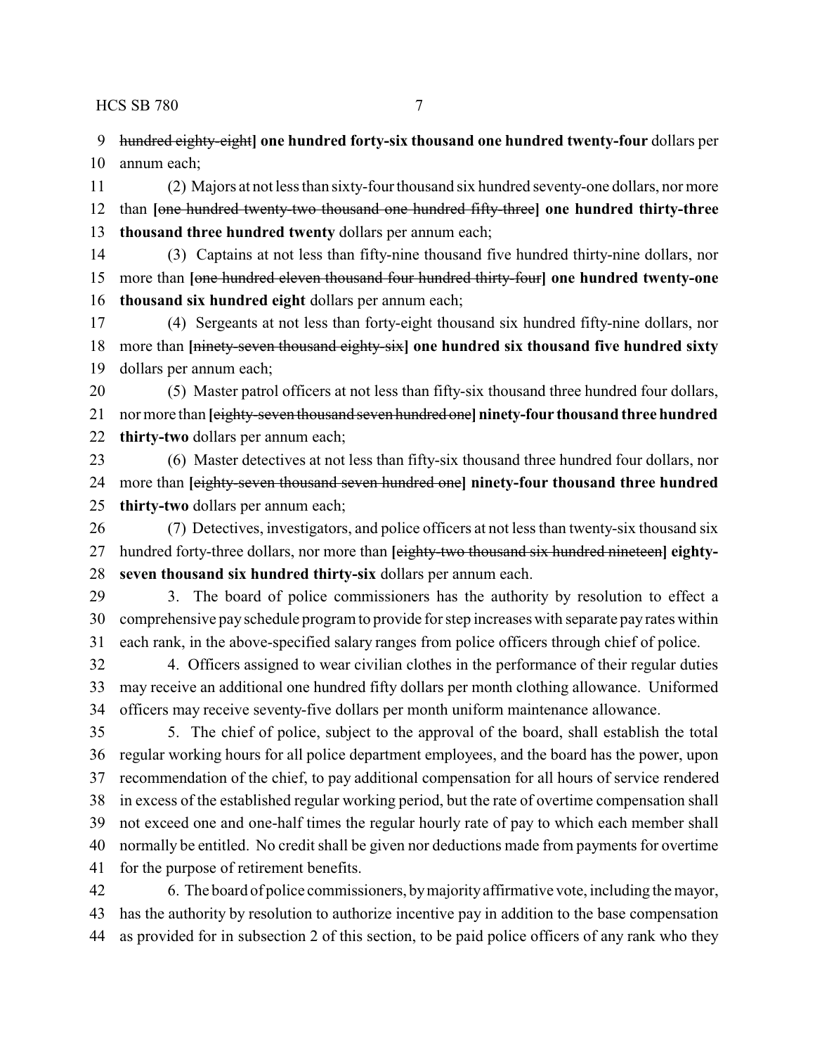hundred eighty-eight] **one hundred forty-six thousand one hundred twenty-four** dollars per annum each;

(2) Majors at not less than sixty-four thousand six hundred seventy-one dollars, nor more than **[**~~one hundred twenty-two thousand one hundred fifty-three~~**] one hundred thirty-three thousand three hundred twenty** dollars per annum each;

(3) Captains at not less than fifty-nine thousand five hundred thirty-nine dollars, nor more than **[**~~one hundred eleven thousand four hundred thirty-four~~**] one hundred twenty-one thousand six hundred eight** dollars per annum each;

(4) Sergeants at not less than forty-eight thousand six hundred fifty-nine dollars, nor more than **[**~~ninety-seven thousand eighty-six~~**] one hundred six thousand five hundred sixty** dollars per annum each;

(5) Master patrol officers at not less than fifty-six thousand three hundred four dollars, nor more than **[**~~eighty-seven thousand seven hundred one~~**] ninety-four thousand three hundred thirty-two** dollars per annum each;

(6) Master detectives at not less than fifty-six thousand three hundred four dollars, nor more than **[**~~eighty-seven thousand seven hundred one~~**] ninety-four thousand three hundred thirty-two** dollars per annum each;

(7) Detectives, investigators, and police officers at not less than twenty-six thousand six hundred forty-three dollars, nor more than **[**~~eighty-two thousand six hundred nineteen~~**] eighty-seven thousand six hundred thirty-six** dollars per annum each.

3. The board of police commissioners has the authority by resolution to effect a comprehensive pay schedule program to provide for step increases with separate pay rates within each rank, in the above-specified salary ranges from police officers through chief of police.

4. Officers assigned to wear civilian clothes in the performance of their regular duties may receive an additional one hundred fifty dollars per month clothing allowance. Uniformed officers may receive seventy-five dollars per month uniform maintenance allowance.

5. The chief of police, subject to the approval of the board, shall establish the total regular working hours for all police department employees, and the board has the power, upon recommendation of the chief, to pay additional compensation for all hours of service rendered in excess of the established regular working period, but the rate of overtime compensation shall not exceed one and one-half times the regular hourly rate of pay to which each member shall normally be entitled. No credit shall be given nor deductions made from payments for overtime for the purpose of retirement benefits.

6. The board of police commissioners, by majority affirmative vote, including the mayor, has the authority by resolution to authorize incentive pay in addition to the base compensation as provided for in subsection 2 of this section, to be paid police officers of any rank who they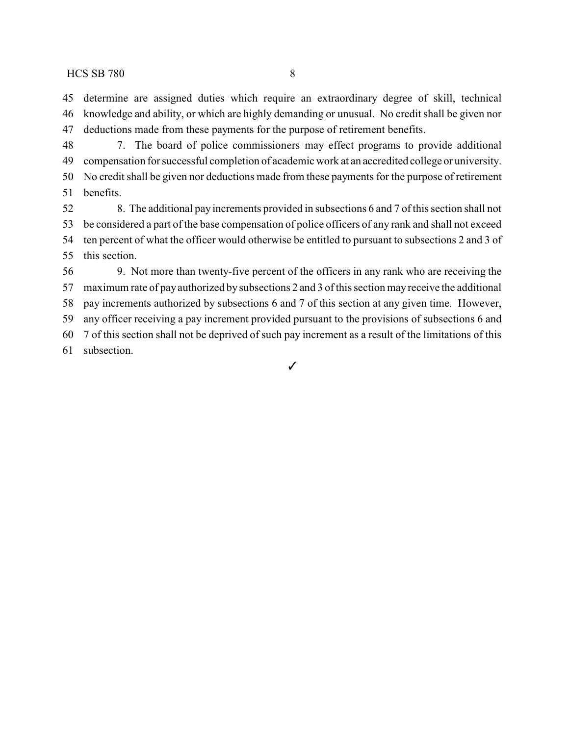determine are assigned duties which require an extraordinary degree of skill, technical knowledge and ability, or which are highly demanding or unusual. No credit shall be given nor deductions made from these payments for the purpose of retirement benefits.

7. The board of police commissioners may effect programs to provide additional compensation for successful completion of academic work at an accredited college or university. No credit shall be given nor deductions made from these payments for the purpose of retirement benefits.

8. The additional pay increments provided in subsections 6 and 7 of this section shall not be considered a part of the base compensation of police officers of any rank and shall not exceed ten percent of what the officer would otherwise be entitled to pursuant to subsections 2 and 3 of this section.

9. Not more than twenty-five percent of the officers in any rank who are receiving the maximum rate of pay authorized by subsections 2 and 3 of this section may receive the additional pay increments authorized by subsections 6 and 7 of this section at any given time. However, any officer receiving a pay increment provided pursuant to the provisions of subsections 6 and 7 of this section shall not be deprived of such pay increment as a result of the limitations of this subsection.

✓